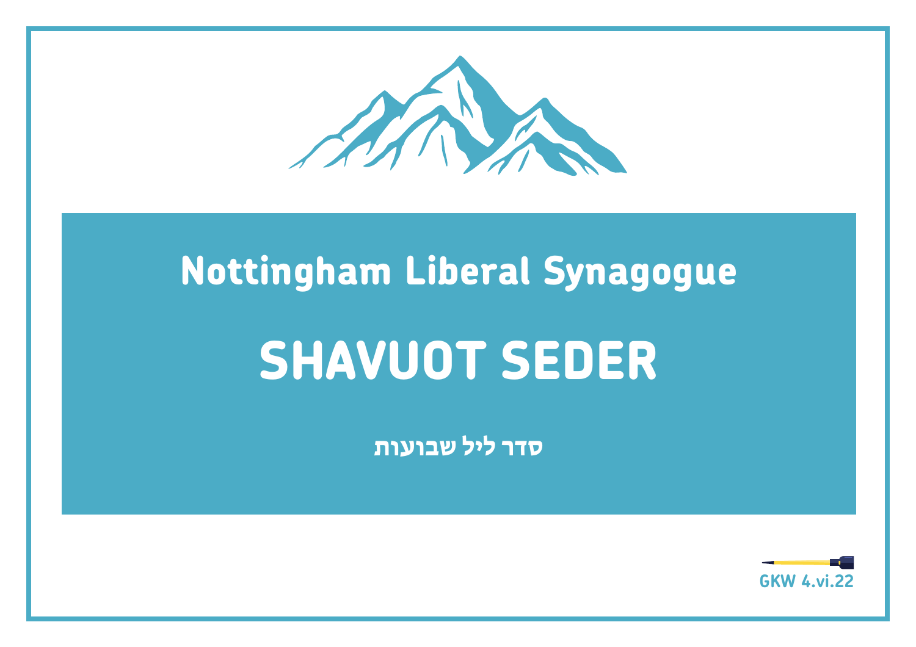## Nottingham Liberal Synagogue

# SHAVUOT SEDER

**סדר ליל שבועות**

GKW 4.vi.22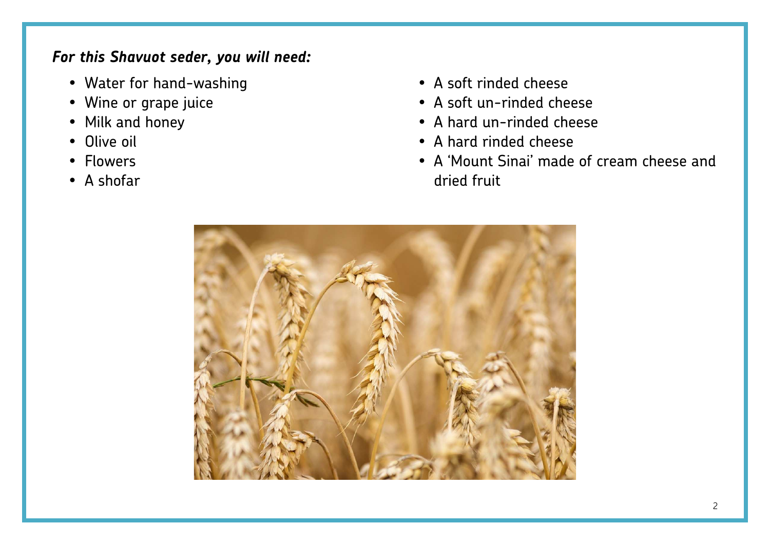***For this Shavuot seder, you will need:***

- Water for hand-washing
- Wine or grape juice
- Milk and honey
- Olive oil
- Flowers
- A shofar
- A soft rinded cheese
- A soft un-rinded cheese
- A hard un-rinded cheese
- A hard rinded cheese
- A 'Mount Sinai' made of cream cheese and dried fruit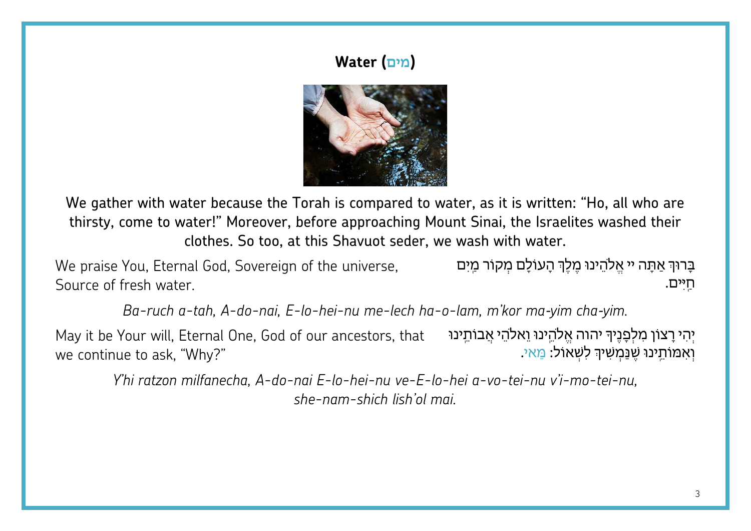## Water (מים)

We gather with water because the Torah is compared to water, as it is written: "Ho, all who are thirsty, come to water!" Moreover, before approaching Mount Sinai, the Israelites washed their clothes. So too, at this Shavuot seder, we wash with water.

בָּרוּךְ אַתָּה יי אֱלֹהֵינוּ מֶלֶךְ הָעוֹלָם מְקוֹר מַיִם חַיִּים.

We praise You, Eternal God, Sovereign of the universe, Source of fresh water.

*Ba-ruch a-tah, A-do-nai, E-lo-hei-nu me-lech ha-o-lam, m'kor ma-yim cha-yim.*

יְהִי רָצוֹן מִלְּפָנֶיךָ יהוה אֱלֹהֵינוּ וֵאלֹהֵי אֲבוֹתֵינוּ וְאִמּוֹתֵינוּ שֶׁנַּמְשִׁיךְ לִשְׁאוֹל: מַאי.

May it be Your will, Eternal One, God of our ancestors, that we continue to ask, "Why?"

*Y'hi ratzon milfanecha, A-do-nai E-lo-hei-nu ve-E-lo-hei a-vo-tei-nu v'i-mo-tei-nu, she-nam-shich lish'ol mai.*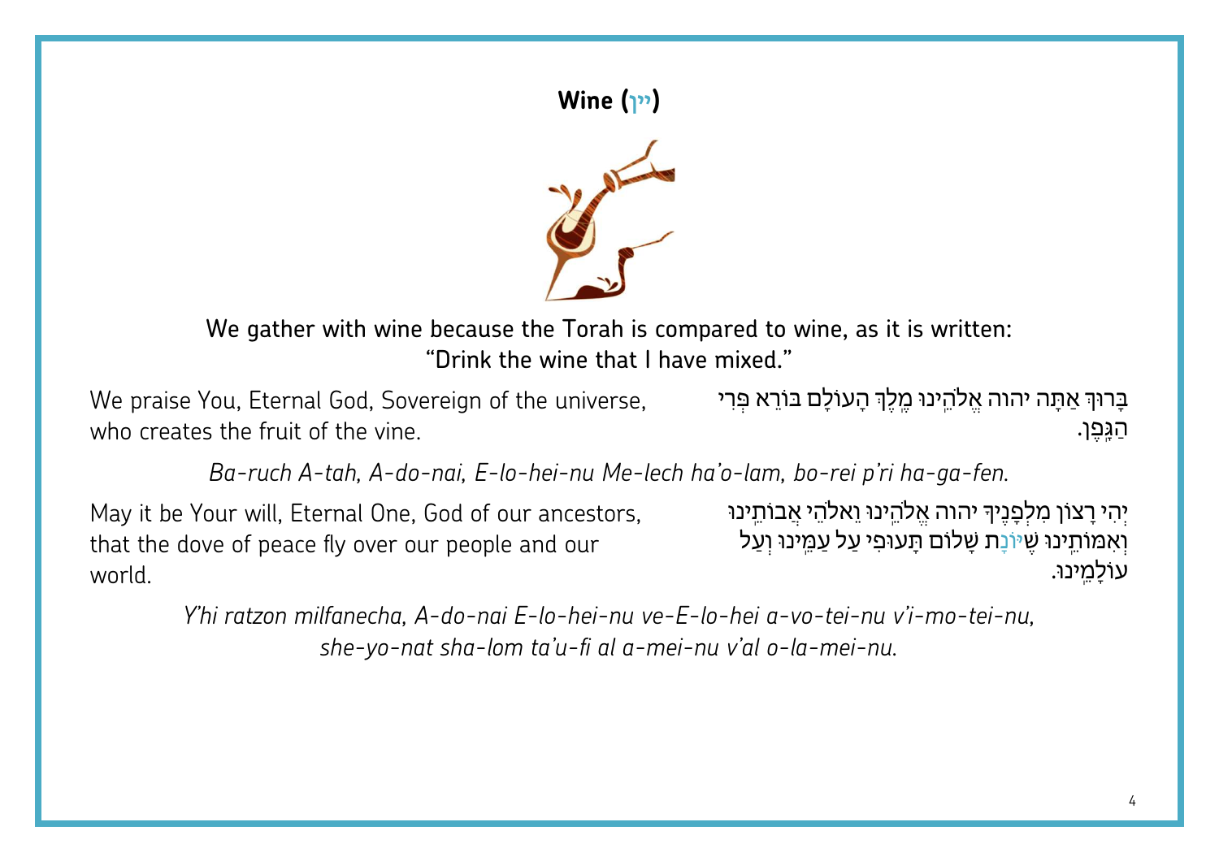## Wine (יין)

We gather with wine because the Torah is compared to wine, as it is written: “Drink the wine that I have mixed.”

We praise You, Eternal God, Sovereign of the universe, who creates the fruit of the vine.

בָּרוּךְ אַתָּה יהוה אֱלֹהֵינוּ מֶלֶךְ הָעוֹלָם בּוֹרֵא פְּרִי הַגָּפֶן.

*Ba-ruch A-tah, A-do-nai, E-lo-hei-nu Me-lech ha'o-lam, bo-rei p'ri ha-ga-fen.*

May it be Your will, Eternal One, God of our ancestors, that the dove of peace fly over our people and our world.

יְהִי רָצוֹן מִלְּפָנֶיךָ יהוה אֱלֹהֵינוּ וֵאלֹהֵי אֲבוֹתֵינוּ וְאִמּוֹתֵינוּ שֶׁיּוֹנַת שָׁלוֹם תָּעוּפִי עַל עַמֵּינוּ וְעַל עוֹלָמֵינוּ.

*Y'hi ratzon milfanecha, A-do-nai E-lo-hei-nu ve-E-lo-hei a-vo-tei-nu v'i-mo-tei-nu, she-yo-nat sha-lom ta'u-fi al a-mei-nu v'al o-la-mei-nu.*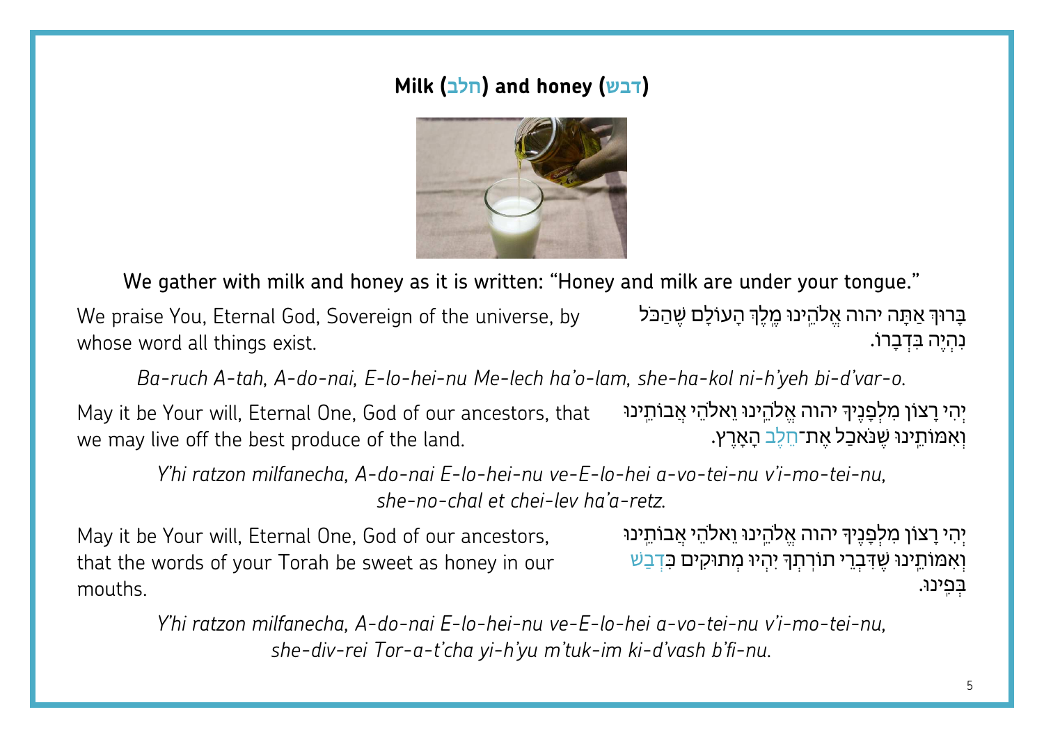## Milk (חלב) and honey (דבש)

We gather with milk and honey as it is written: "Honey and milk are under your tongue."

We praise You, Eternal God, Sovereign of the universe, by whose word all things exist.

בָּרוּךְ אַתָּה יהוה אֱלֹהֵינוּ מֶלֶךְ הָעוֹלָם שֶׁהַכֹּל נִהְיֶה בִּדְבָרוֹ.

*Ba-ruch A-tah, A-do-nai, E-lo-hei-nu Me-lech ha'o-lam, she-ha-kol ni-h'yeh bi-d'var-o.*

May it be Your will, Eternal One, God of our ancestors, that we may live off the best produce of the land.

יְהִי רָצוֹן מִלְּפָנֶיךָ יהוה אֱלֹהֵינוּ וֵאלֹהֵי אֲבוֹתֵינוּ וְאִמּוֹתֵינוּ שֶׁנֹּאכַל אֶת־חֵלֶב הָאָרֶץ.

*Y'hi ratzon milfanecha, A-do-nai E-lo-hei-nu ve-E-lo-hei a-vo-tei-nu v'i-mo-tei-nu, she-no-chal et chei-lev ha'a-retz.*

May it be Your will, Eternal One, God of our ancestors, that the words of your Torah be sweet as honey in our mouths.

יְהִי רָצוֹן מִלְּפָנֶיךָ יהוה אֱלֹהֵינוּ וֵאלֹהֵי אֲבוֹתֵינוּ וְאִמּוֹתֵינוּ שֶׁדִּבְרֵי תוֹרָתְךָ יִהְיוּ מְתוּקִים כִּדְבַשׁ בְּפִינוּ.

*Y'hi ratzon milfanecha, A-do-nai E-lo-hei-nu ve-E-lo-hei a-vo-tei-nu v'i-mo-tei-nu, she-div-rei Tor-a-t'cha yi-h'yu m'tuk-im ki-d'vash b'fi-nu.*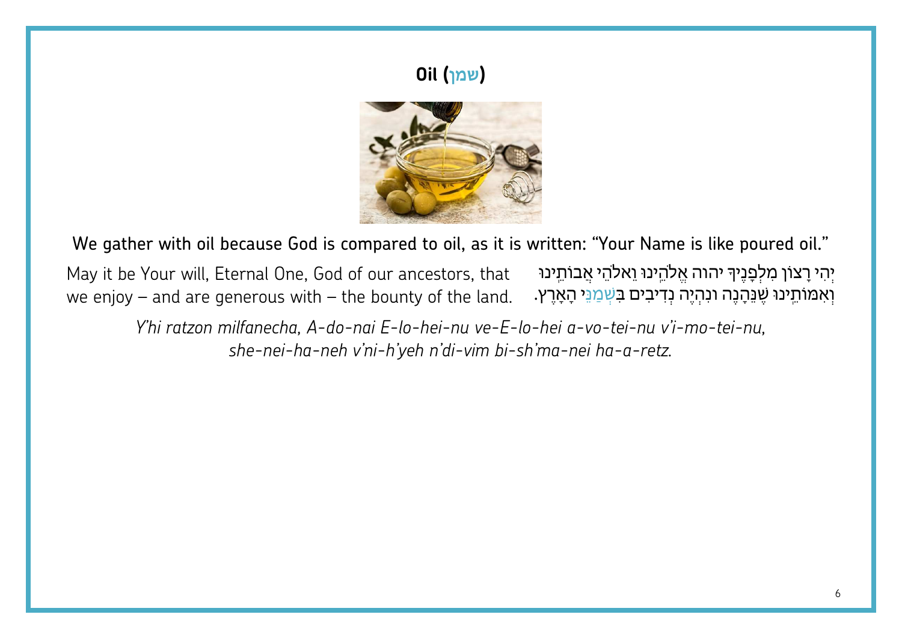## Oil (שמן)

We gather with oil because God is compared to oil, as it is written: "Your Name is like poured oil."

May it be Your will, Eternal One, God of our ancestors, that we enjoy – and are generous with – the bounty of the land.

יְהִי רָצוֹן מִלְּפָנֶיךָ יהוה אֱלֹהֵינוּ וֵאלֹהֵי אֲבוֹתֵינוּ וְאִמּוֹתֵינוּ שֶׁנֵּהָנֶה וּנִהְיֶה נְדִיבִים בְּשְׁמַנֵּי הָאָרֶץ.

*Y'hi ratzon milfanecha, A-do-nai E-lo-hei-nu ve-E-lo-hei a-vo-tei-nu v'i-mo-tei-nu, she-nei-ha-neh v'ni-h'yeh n'di-vim bi-sh'ma-nei ha-a-retz.*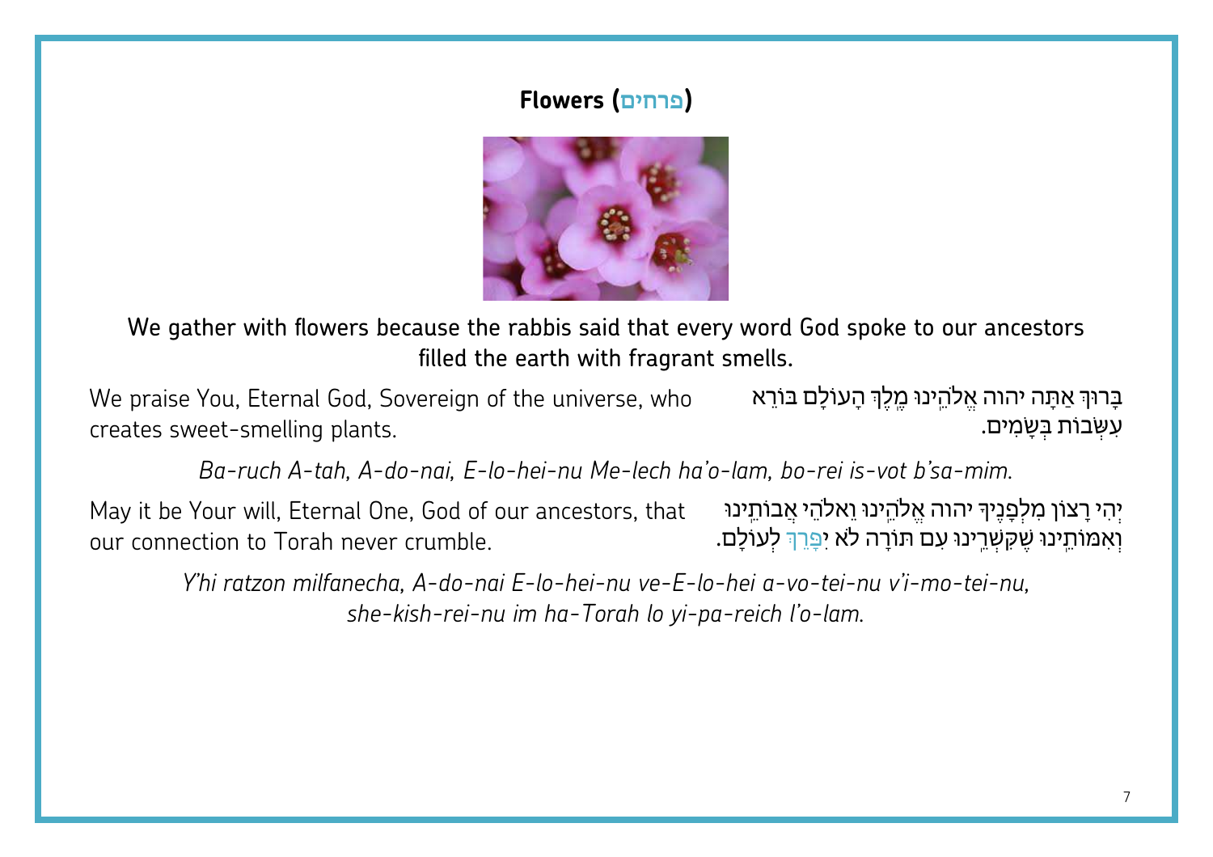## Flowers (פרחים)

We gather with flowers because the rabbis said that every word God spoke to our ancestors filled the earth with fragrant smells.

בָּרוּךְ אַתָּה יהוה אֱלֹהֵינוּ מֶלֶךְ הָעוֹלָם בּוֹרֵא עִשְׂבוֹת בְּשָׂמִים.

We praise You, Eternal God, Sovereign of the universe, who creates sweet-smelling plants.

*Ba-ruch A-tah, A-do-nai, E-lo-hei-nu Me-lech ha'o-lam, bo-rei is-vot b'sa-mim.*

יְהִי רָצוֹן מִלְּפָנֶיךָ יהוה אֱלֹהֵינוּ וֵאלֹהֵי אֲבוֹתֵינוּ וְאִמּוֹתֵינוּ שֶׁקִּשְׁרֵנוּ עִם תּוֹרָה לֹא יִפָּרֵךְ לְעוֹלָם.

May it be Your will, Eternal One, God of our ancestors, that our connection to Torah never crumble.

*Y'hi ratzon milfanecha, A-do-nai E-lo-hei-nu ve-E-lo-hei a-vo-tei-nu v'i-mo-tei-nu, she-kish-rei-nu im ha-Torah lo yi-pa-reich l'o-lam.*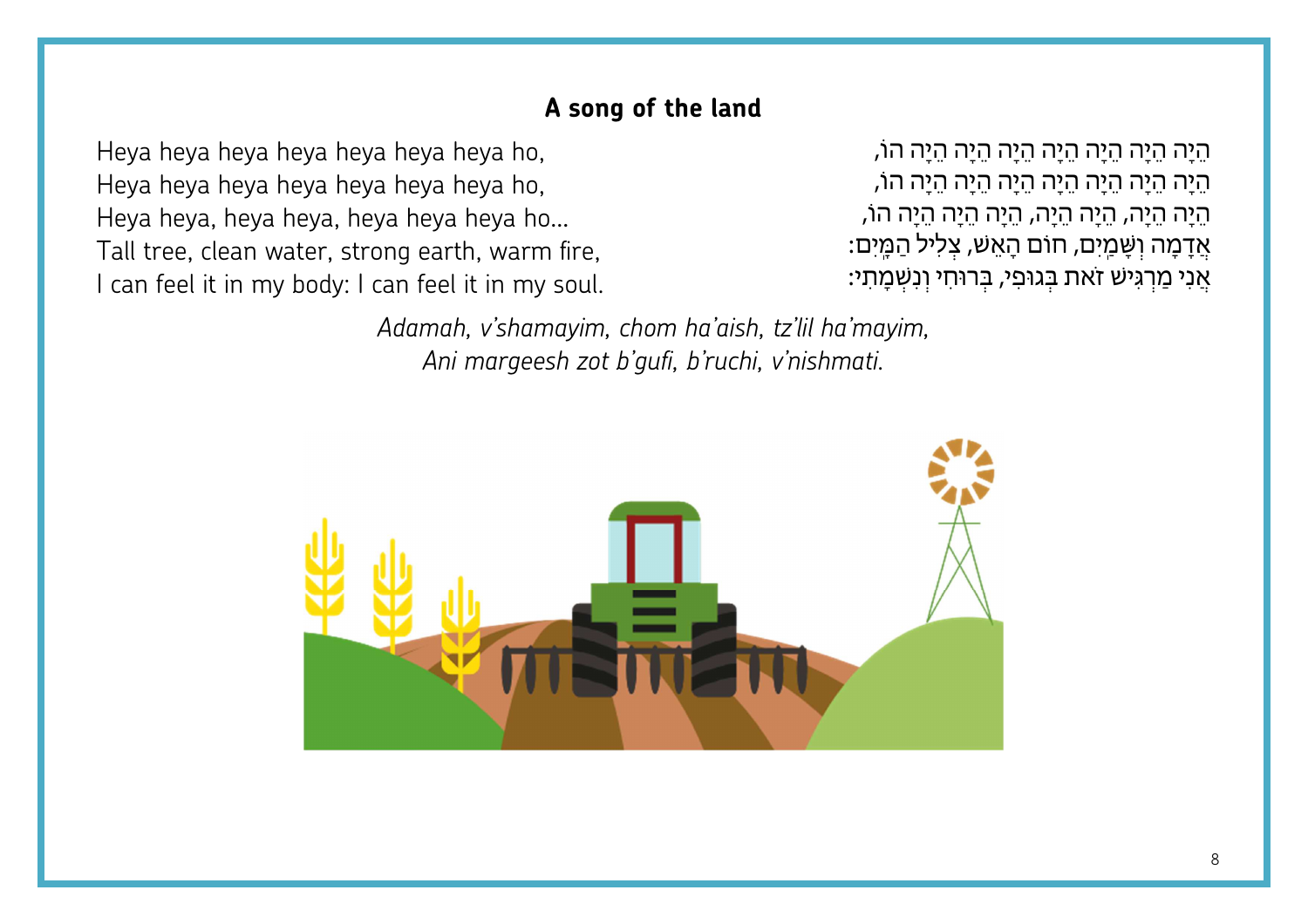## A song of the land

Heya heya heya heya heya heya heya ho,
Heya heya heya heya heya heya heya ho,
Heya heya, heya heya, heya heya heya ho...
Tall tree, clean water, strong earth, warm fire,
I can feel it in my body: I can feel it in my soul.

הֵיָה הֵיָה הֵיָה הֵיָה הֵיָה הֵיָה הֵיָה הוֹ,
הֵיָה הֵיָה הֵיָה הֵיָה הֵיָה הֵיָה הֵיָה הוֹ,
הֵיָה הֵיָה, הֵיָה הֵיָה, הֵיָה הֵיָה הֵיָה הוֹ,
אֲדָמָה וְשָׁמַיִם, חוֹם הָאֵשׁ, צְלִיל הַמַּיִם:
אֲנִי מַרְגִּישׁ זֹאת בְּגוּפִי, בְּרוּחִי וְנִשְׁמָתִי:

*Adamah, v'shamayim, chom ha'aish, tz'lil ha'mayim,*
*Ani margeesh zot b'gufi, b'ruchi, v'nishmati.*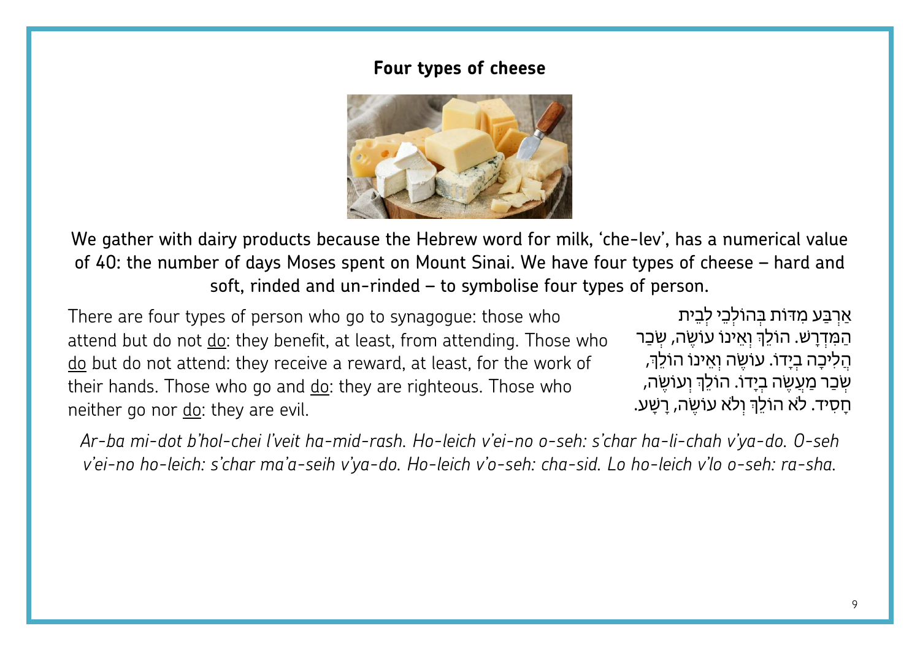## Four types of cheese

We gather with dairy products because the Hebrew word for milk, 'che-lev', has a numerical value of 40: the number of days Moses spent on Mount Sinai. We have four types of cheese – hard and soft, rinded and un-rinded – to symbolise four types of person.

There are four types of person who go to synagogue: those who attend but do not <u>do</u>: they benefit, at least, from attending. Those who <u>do</u> but do not attend: they receive a reward, at least, for the work of their hands. Those who go and <u>do</u>: they are righteous. Those who neither go nor <u>do</u>: they are evil.

אַרְבַּע מִדּוֹת בְּהוֹלְכֵי לְבֵית הַמִּדְרָשׁ. הוֹלֵךְ וְאֵינוֹ עוֹשֶׂה, שְׂכַר הֲלִיכָה בְיָדוֹ. עוֹשֶׂה וְאֵינוֹ הוֹלֵךְ, שְׂכַר מַעֲשֶׂה בְיָדוֹ. הוֹלֵךְ וְעוֹשֶׂה, חָסִיד. לֹא הוֹלֵךְ וְלֹא עוֹשֶׂה, רָשָׁע.

*Ar-ba mi-dot b'hol-chei l'veit ha-mid-rash. Ho-leich v'ei-no o-seh: s'char ha-li-chah v'ya-do. O-seh v'ei-no ho-leich: s'char ma'a-seih v'ya-do. Ho-leich v'o-seh: cha-sid. Lo ho-leich v'lo o-seh: ra-sha.*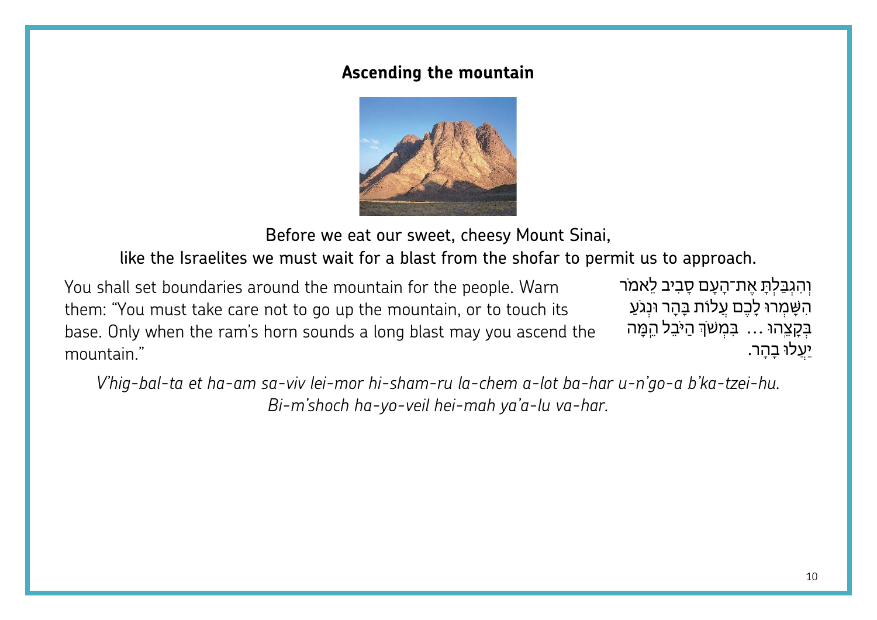## Ascending the mountain

Before we eat our sweet, cheesy Mount Sinai,

like the Israelites we must wait for a blast from the shofar to permit us to approach.

וְהִגְבַּלְתָּ אֶת־הָעָם סָבִיב לֵאמֹר הִשָּׁמְרוּ לָכֶם עֲלוֹת בָּהָר וּנְגֹעַ בְּקָצֵהוּ ... בִּמְשֹׁךְ הַיֹּבֵל הֵמָּה יַעֲלוּ בָהָר.

You shall set boundaries around the mountain for the people. Warn them: "You must take care not to go up the mountain, or to touch its base. Only when the ram's horn sounds a long blast may you ascend the mountain."

*V'hig-bal-ta et ha-am sa-viv lei-mor hi-sham-ru la-chem a-lot ba-har u-n'go-a b'ka-tzei-hu. Bi-m'shoch ha-yo-veil hei-mah ya'a-lu va-har.*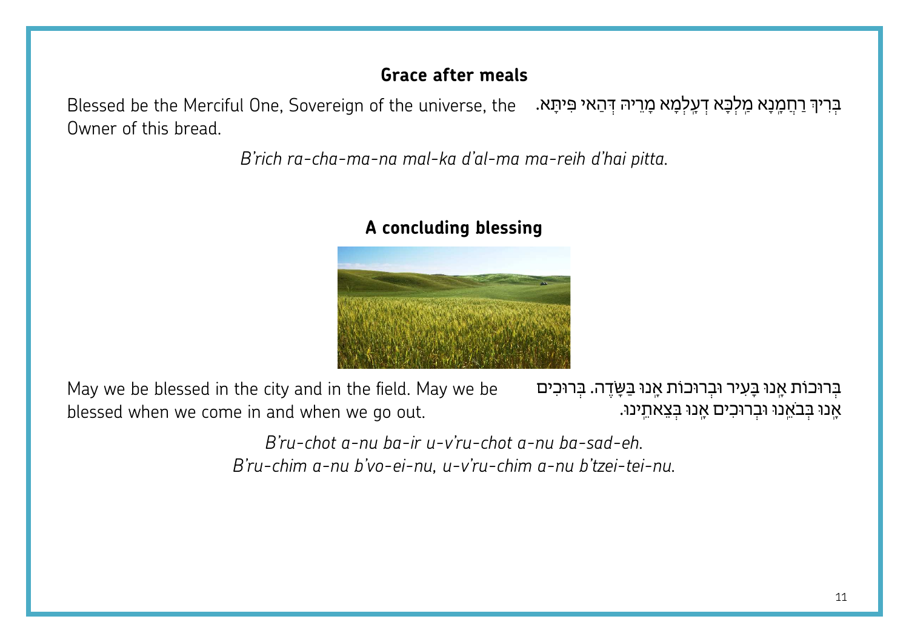## Grace after meals

Blessed be the Merciful One, Sovereign of the universe, the Owner of this bread.

בְּרִיךְ רַחֲמָנָא מַלְכָּא דְעָלְמָא מָרֵיהּ דְּהַאי פִּיתָּא.

*B'rich ra-cha-ma-na mal-ka d'al-ma ma-reih d'hai pitta.*

## A concluding blessing

May we be blessed in the city and in the field. May we be blessed when we come in and when we go out.

בְּרוּכוֹת אָנוּ בָּעִיר וּבְרוּכוֹת אָנוּ בַּשָּׂדֶה. בְּרוּכִים אָנוּ בְּבֹאֵנוּ וּבְרוּכִים אָנוּ בְּצֵאתֵינוּ.

*B'ru-chot a-nu ba-ir u-v'ru-chot a-nu ba-sad-eh.*
*B'ru-chim a-nu b'vo-ei-nu, u-v'ru-chim a-nu b'tzei-tei-nu.*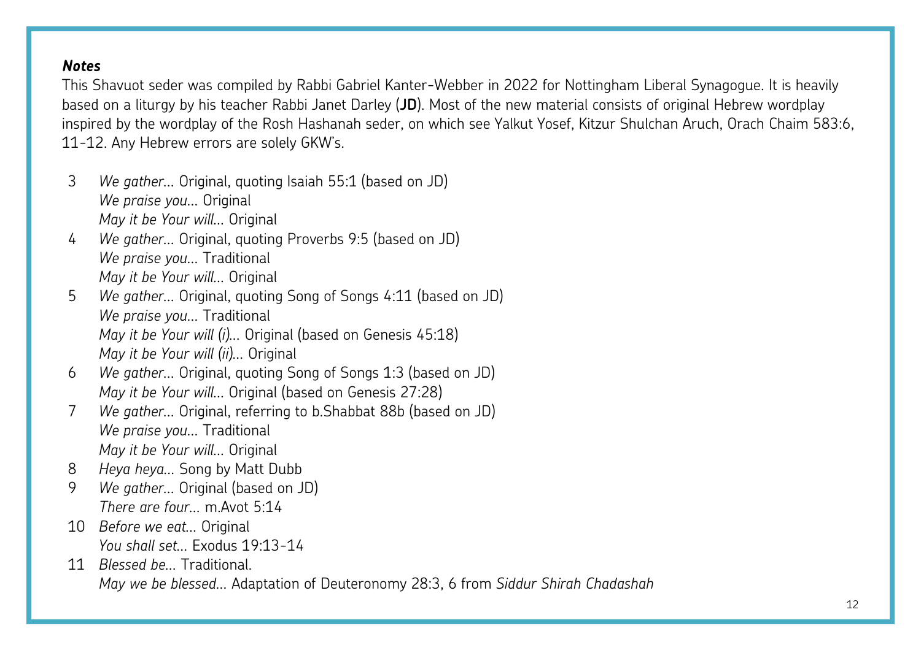***Notes***

This Shavuot seder was compiled by Rabbi Gabriel Kanter-Webber in 2022 for Nottingham Liberal Synagogue. It is heavily based on a liturgy by his teacher Rabbi Janet Darley (**JD**). Most of the new material consists of original Hebrew wordplay inspired by the wordplay of the Rosh Hashanah seder, on which see Yalkut Yosef, Kitzur Shulchan Aruch, Orach Chaim 583:6, 11-12. Any Hebrew errors are solely GKW's.

3 *We gather*… Original, quoting Isaiah 55:1 (based on JD)
*We praise you*… Original
*May it be Your will*… Original

4 *We gather*… Original, quoting Proverbs 9:5 (based on JD)
*We praise you*… Traditional
*May it be Your will*… Original

5 *We gather*… Original, quoting Song of Songs 4:11 (based on JD)
*We praise you*… Traditional
*May it be Your will (i)*… Original (based on Genesis 45:18)
*May it be Your will (ii)*… Original

6 *We gather*… Original, quoting Song of Songs 1:3 (based on JD)
*May it be Your will*… Original (based on Genesis 27:28)

7 *We gather*… Original, referring to b.Shabbat 88b (based on JD)
*We praise you*… Traditional
*May it be Your will*… Original

8 *Heya heya*… Song by Matt Dubb

9 *We gather*… Original (based on JD)
*There are four*… m.Avot 5:14

10 *Before we eat*… Original
*You shall set*… Exodus 19:13-14

11 *Blessed be*… Traditional.
*May we be blessed*… Adaptation of Deuteronomy 28:3, 6 from *Siddur Shirah Chadashah*